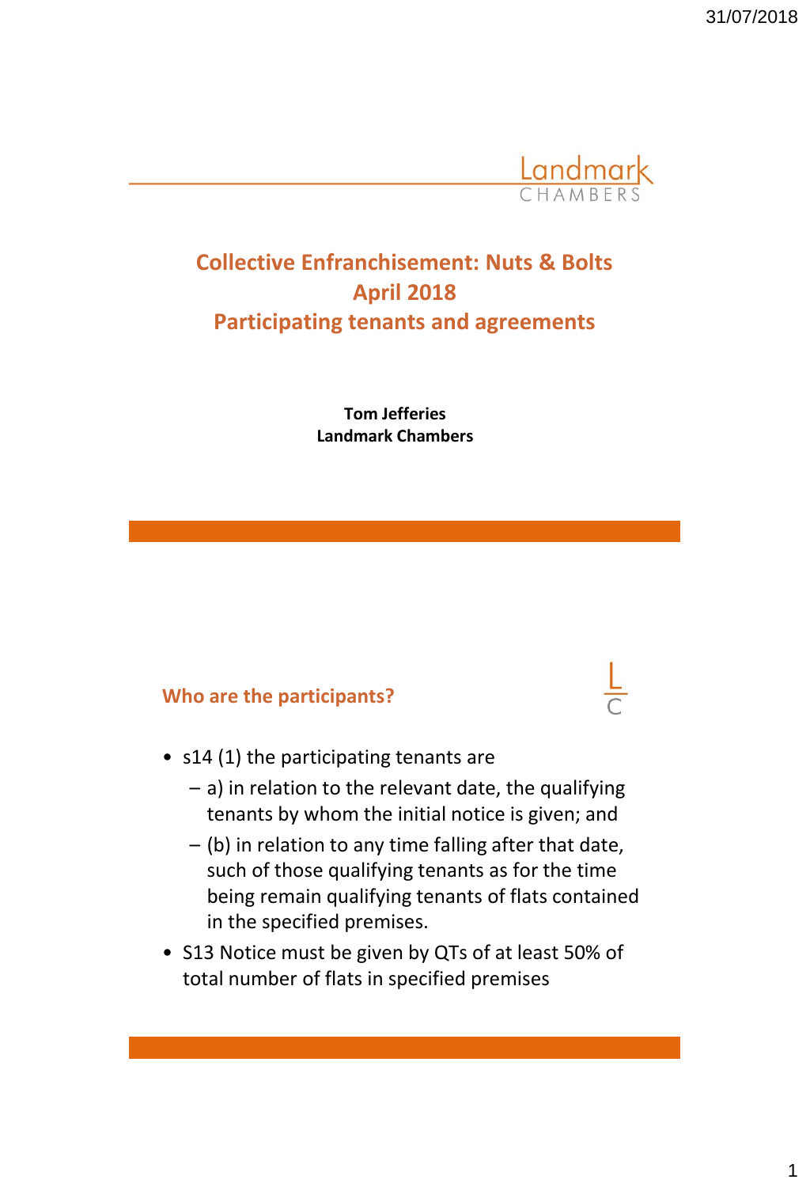# Collective Enfranchisement: Nuts & Bolts
## April 2018
## Participating tenants and agreements

**Tom Jefferies**
**Landmark Chambers**

### Who are the participants?

- s14 (1) the participating tenants are
  - a) in relation to the relevant date, the qualifying tenants by whom the initial notice is given; and
  - (b) in relation to any time falling after that date, such of those qualifying tenants as for the time being remain qualifying tenants of flats contained in the specified premises.
- S13 Notice must be given by QTs of at least 50% of total number of flats in specified premises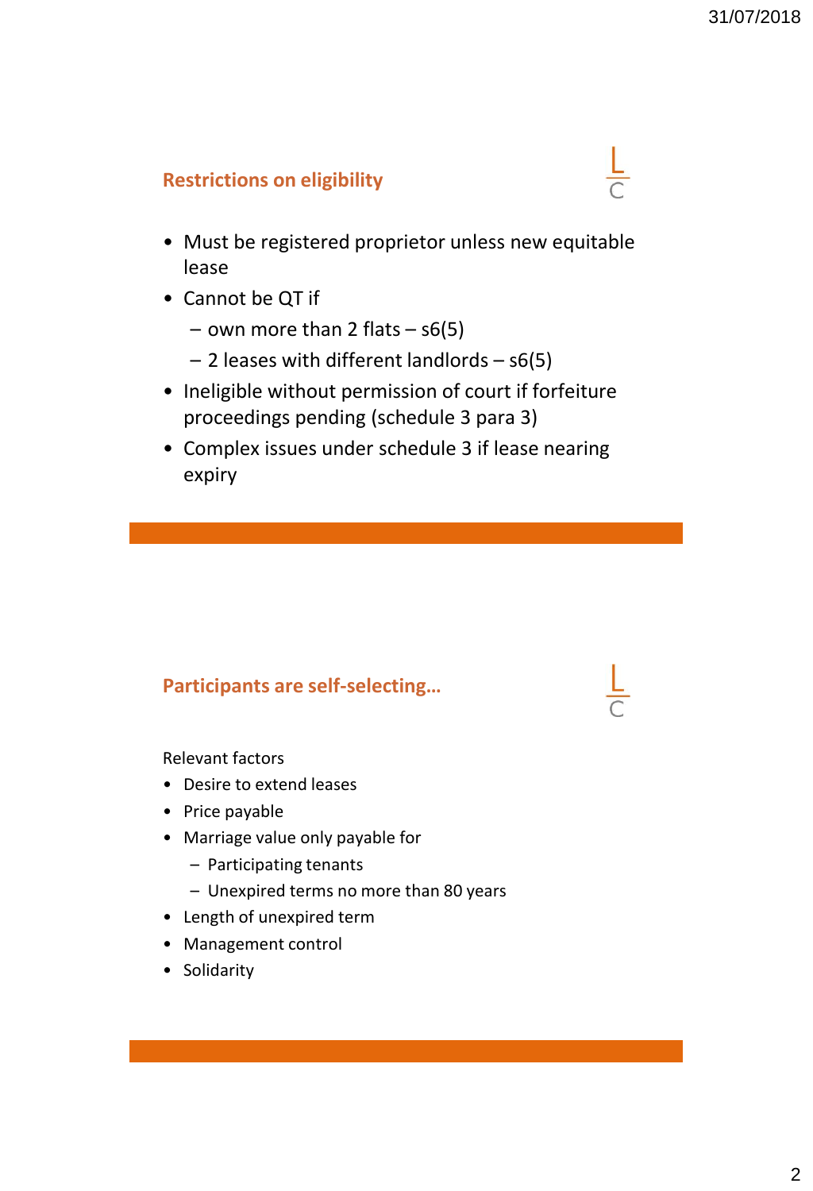## Restrictions on eligibility

- Must be registered proprietor unless new equitable lease
- Cannot be QT if
  - own more than 2 flats – s6(5)
  - 2 leases with different landlords – s6(5)
- Ineligible without permission of court if forfeiture proceedings pending (schedule 3 para 3)
- Complex issues under schedule 3 if lease nearing expiry

## Participants are self-selecting…

Relevant factors

- Desire to extend leases
- Price payable
- Marriage value only payable for
  - Participating tenants
  - Unexpired terms no more than 80 years
- Length of unexpired term
- Management control
- Solidarity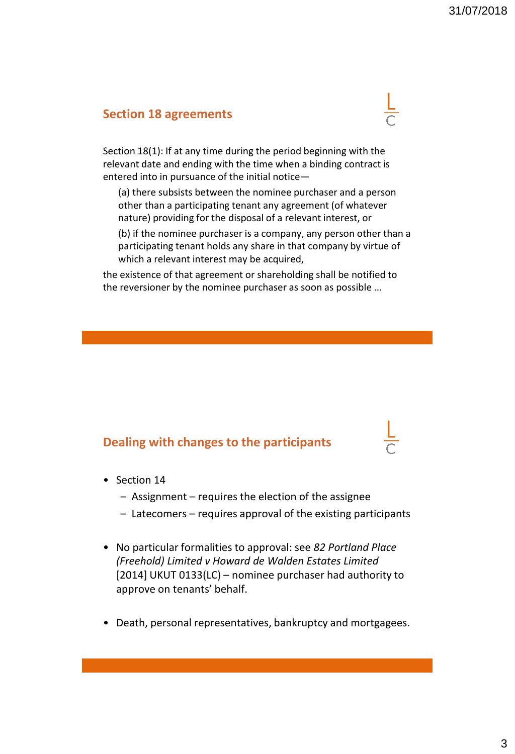## Section 18 agreements

Section 18(1): If at any time during the period beginning with the relevant date and ending with the time when a binding contract is entered into in pursuance of the initial notice—

> (a) there subsists between the nominee purchaser and a person other than a participating tenant any agreement (of whatever nature) providing for the disposal of a relevant interest, or
>
> (b) if the nominee purchaser is a company, any person other than a participating tenant holds any share in that company by virtue of which a relevant interest may be acquired,

the existence of that agreement or shareholding shall be notified to the reversioner by the nominee purchaser as soon as possible ...

## Dealing with changes to the participants

- Section 14
  - Assignment – requires the election of the assignee
  - Latecomers – requires approval of the existing participants
- No particular formalities to approval: see *82 Portland Place (Freehold) Limited v Howard de Walden Estates Limited* [2014] UKUT 0133(LC) – nominee purchaser had authority to approve on tenants' behalf.
- Death, personal representatives, bankruptcy and mortgagees.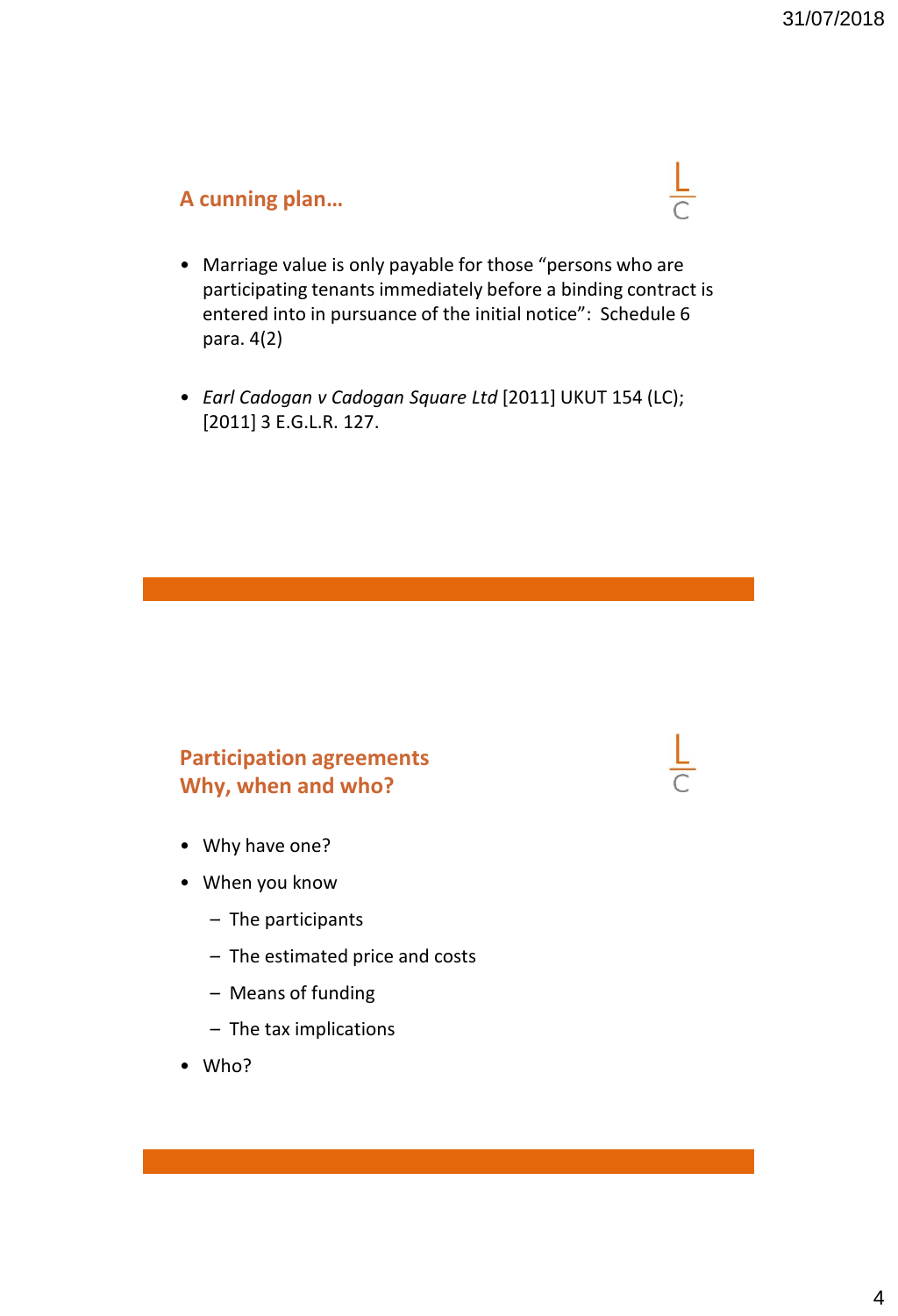## A cunning plan…

- Marriage value is only payable for those "persons who are participating tenants immediately before a binding contract is entered into in pursuance of the initial notice": Schedule 6 para. 4(2)

- *Earl Cadogan v Cadogan Square Ltd* [2011] UKUT 154 (LC); [2011] 3 E.G.L.R. 127.

## Participation agreements
## Why, when and who?

- Why have one?
- When you know
  - The participants
  - The estimated price and costs
  - Means of funding
  - The tax implications
- Who?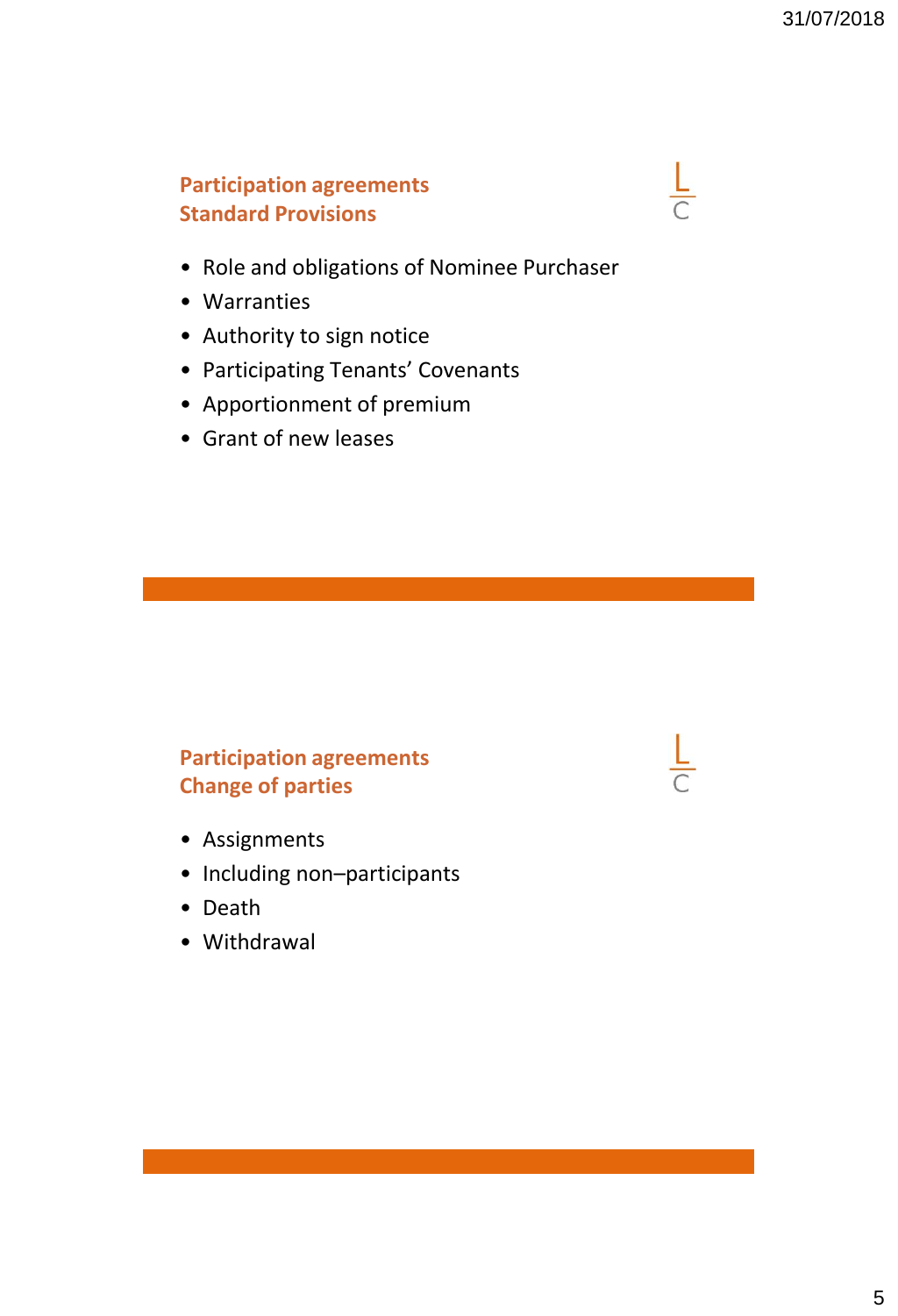## Participation agreements
## Standard Provisions

- Role and obligations of Nominee Purchaser
- Warranties
- Authority to sign notice
- Participating Tenants' Covenants
- Apportionment of premium
- Grant of new leases

## Participation agreements
## Change of parties

- Assignments
- Including non–participants
- Death
- Withdrawal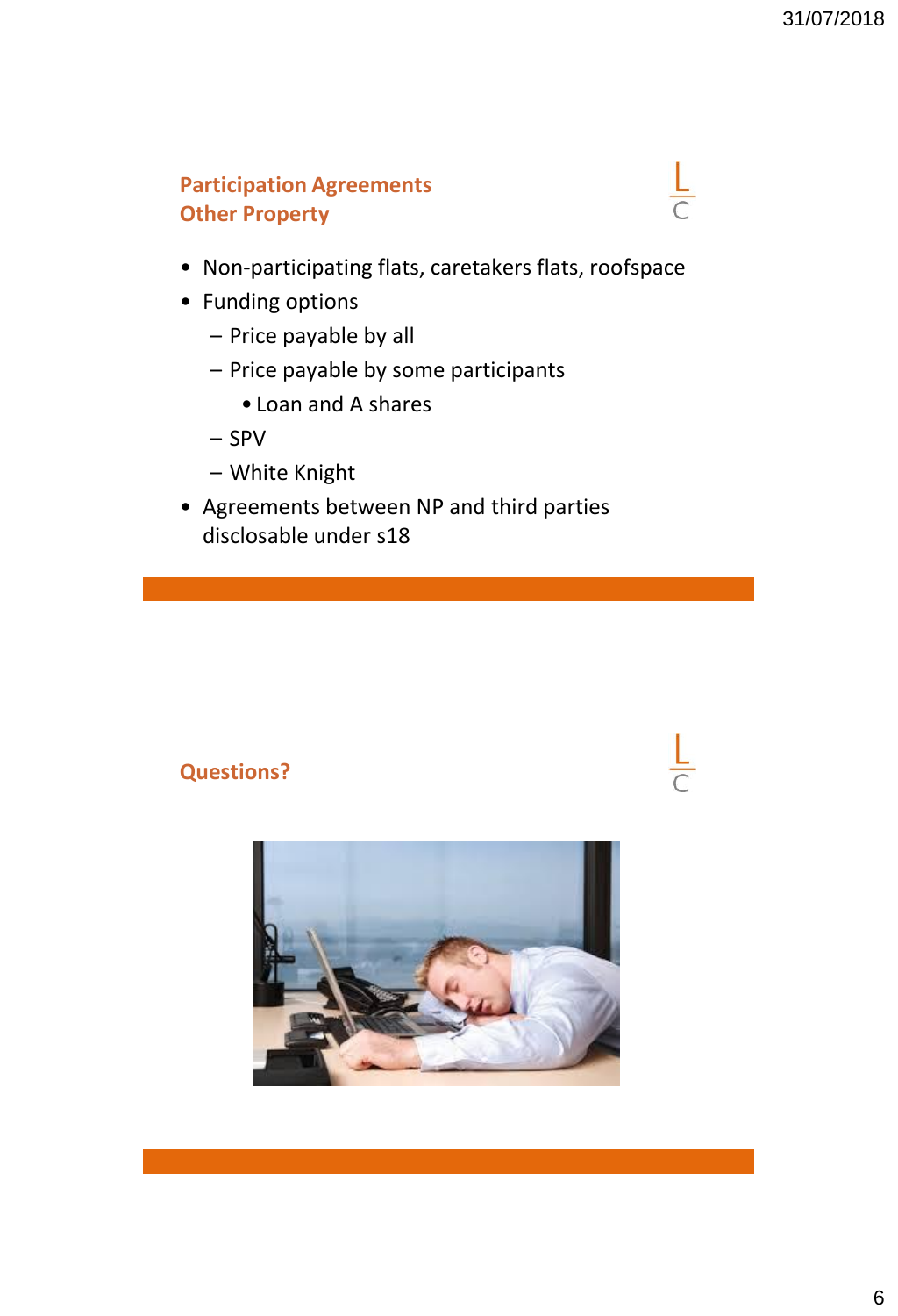## Participation Agreements
## Other Property

- Non-participating flats, caretakers flats, roofspace
- Funding options
  - Price payable by all
  - Price payable by some participants
    - Loan and A shares
  - SPV
  - White Knight
- Agreements between NP and third parties disclosable under s18

## Questions?